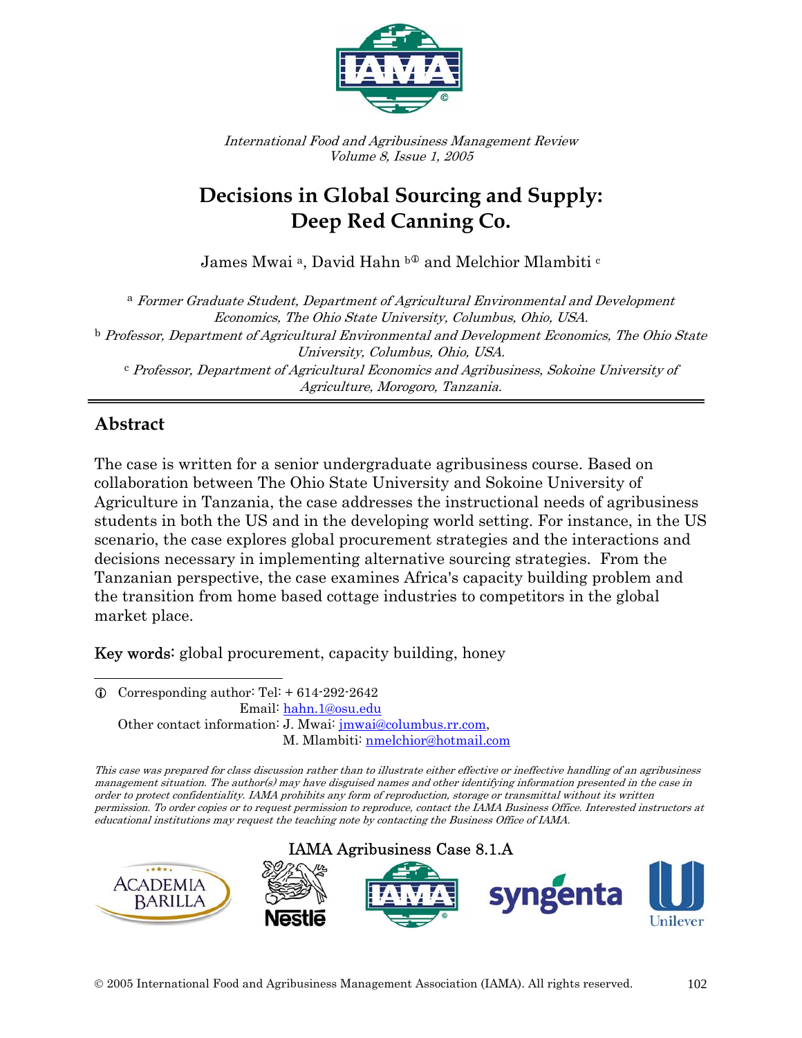*International Food and Agribusiness Management Review*
*Volume 8, Issue 1, 2005*

# Decisions in Global Sourcing and Supply: Deep Red Canning Co.

James Mwai [a], David Hahn [b①] and Melchior Mlambiti [c]

[a] *Former Graduate Student, Department of Agricultural Environmental and Development Economics, The Ohio State University, Columbus, Ohio, USA.*
[b] *Professor, Department of Agricultural Environmental and Development Economics, The Ohio State University, Columbus, Ohio, USA.*
[c] *Professor, Department of Agricultural Economics and Agribusiness, Sokoine University of Agriculture, Morogoro, Tanzania.*

## Abstract

The case is written for a senior undergraduate agribusiness course. Based on collaboration between The Ohio State University and Sokoine University of Agriculture in Tanzania, the case addresses the instructional needs of agribusiness students in both the US and in the developing world setting. For instance, in the US scenario, the case explores global procurement strategies and the interactions and decisions necessary in implementing alternative sourcing strategies. From the Tanzanian perspective, the case examines Africa's capacity building problem and the transition from home based cottage industries to competitors in the global market place.

Key words: global procurement, capacity building, honey

① Corresponding author: Tel: + 614-292-2642
Email: hahn.1@osu.edu
Other contact information: J. Mwai: jmwai@columbus.rr.com,
M. Mlambiti: nmelchior@hotmail.com

*This case was prepared for class discussion rather than to illustrate either effective or ineffective handling of an agribusiness management situation. The author(s) may have disguised names and other identifying information presented in the case in order to protect confidentiality. IAMA prohibits any form of reproduction, storage or transmittal without its written permission. To order copies or to request permission to reproduce, contact the IAMA Business Office. Interested instructors at educational institutions may request the teaching note by contacting the Business Office of IAMA.*

IAMA Agribusiness Case 8.1.A

© 2005 International Food and Agribusiness Management Association (IAMA). All rights reserved.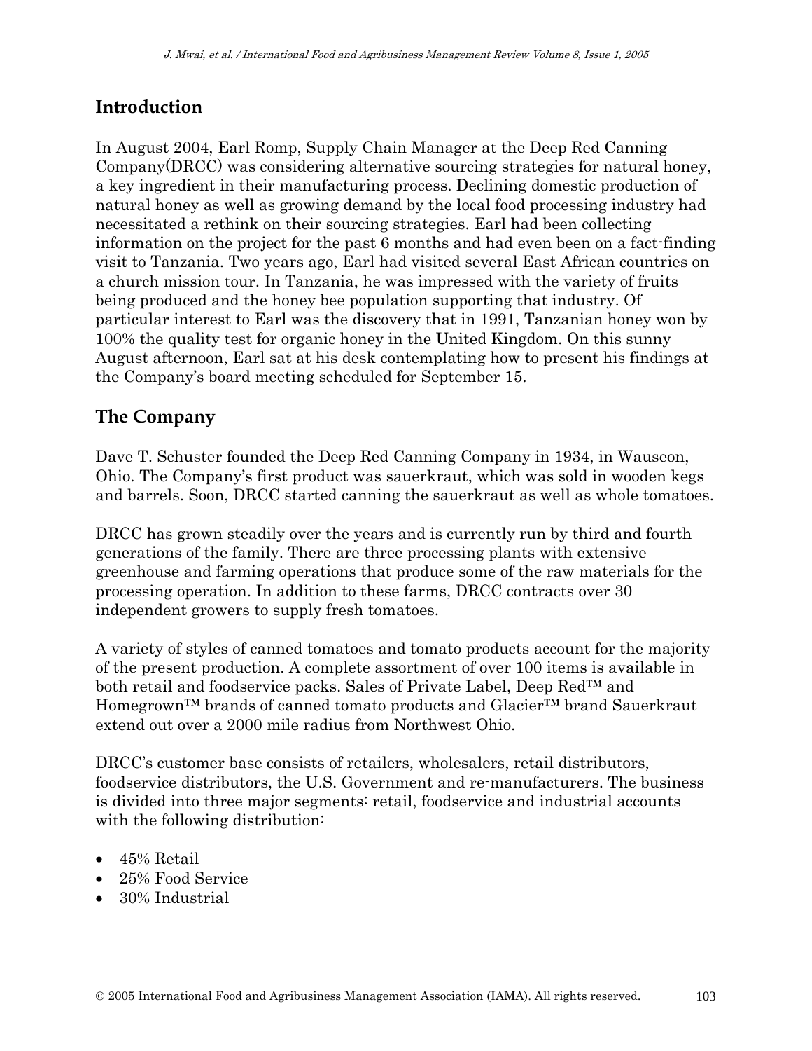## Introduction

In August 2004, Earl Romp, Supply Chain Manager at the Deep Red Canning Company(DRCC) was considering alternative sourcing strategies for natural honey, a key ingredient in their manufacturing process. Declining domestic production of natural honey as well as growing demand by the local food processing industry had necessitated a rethink on their sourcing strategies. Earl had been collecting information on the project for the past 6 months and had even been on a fact-finding visit to Tanzania. Two years ago, Earl had visited several East African countries on a church mission tour. In Tanzania, he was impressed with the variety of fruits being produced and the honey bee population supporting that industry. Of particular interest to Earl was the discovery that in 1991, Tanzanian honey won by 100% the quality test for organic honey in the United Kingdom. On this sunny August afternoon, Earl sat at his desk contemplating how to present his findings at the Company's board meeting scheduled for September 15.

## The Company

Dave T. Schuster founded the Deep Red Canning Company in 1934, in Wauseon, Ohio. The Company's first product was sauerkraut, which was sold in wooden kegs and barrels. Soon, DRCC started canning the sauerkraut as well as whole tomatoes.

DRCC has grown steadily over the years and is currently run by third and fourth generations of the family. There are three processing plants with extensive greenhouse and farming operations that produce some of the raw materials for the processing operation. In addition to these farms, DRCC contracts over 30 independent growers to supply fresh tomatoes.

A variety of styles of canned tomatoes and tomato products account for the majority of the present production. A complete assortment of over 100 items is available in both retail and foodservice packs. Sales of Private Label, Deep Red™ and Homegrown™ brands of canned tomato products and Glacier™ brand Sauerkraut extend out over a 2000 mile radius from Northwest Ohio.

DRCC's customer base consists of retailers, wholesalers, retail distributors, foodservice distributors, the U.S. Government and re-manufacturers. The business is divided into three major segments: retail, foodservice and industrial accounts with the following distribution:

- 45% Retail
- 25% Food Service
- 30% Industrial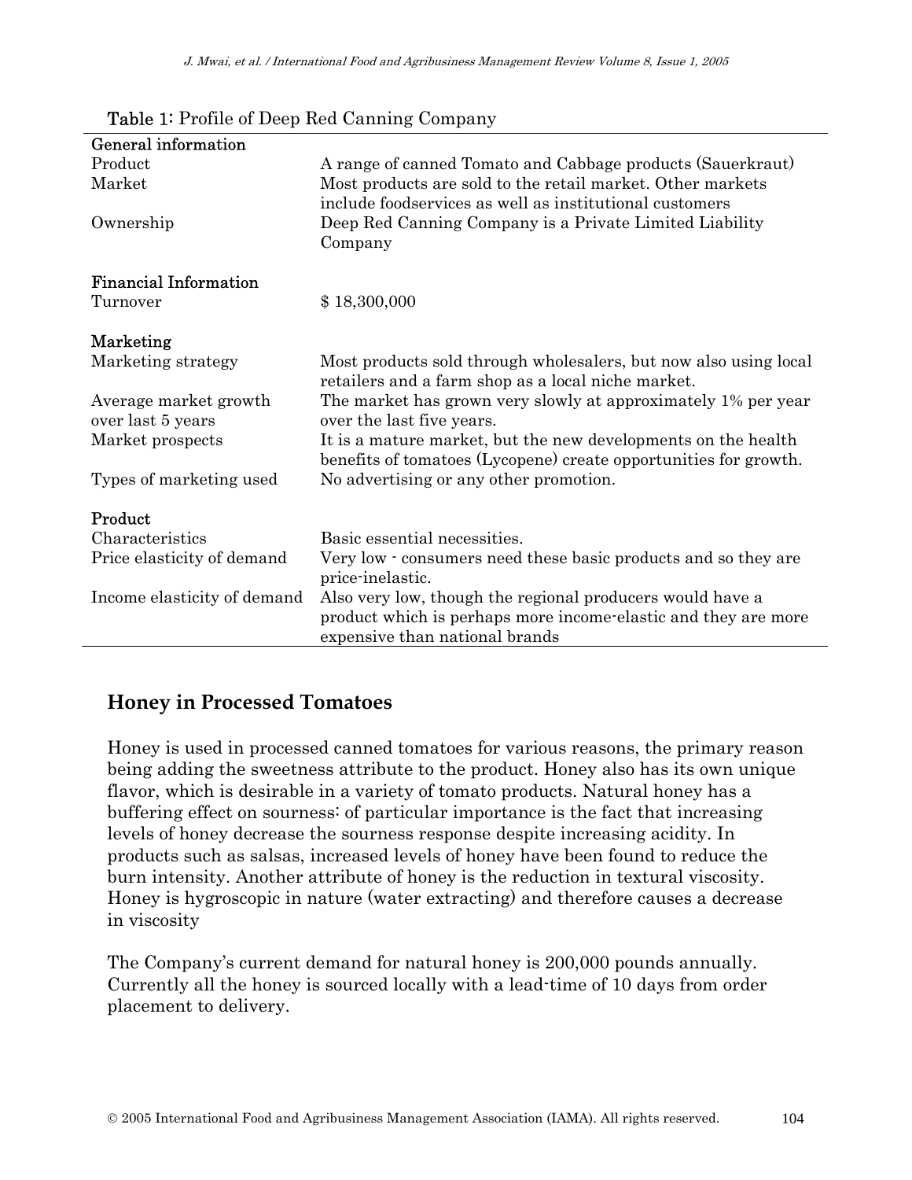**Table 1**: Profile of Deep Red Canning Company

| | |
|---|---|
| **General information** | |
| Product | A range of canned Tomato and Cabbage products (Sauerkraut) |
| Market | Most products are sold to the retail market. Other markets include foodservices as well as institutional customers |
| Ownership | Deep Red Canning Company is a Private Limited Liability Company |
| **Financial Information** | |
| Turnover | $ 18,300,000 |
| **Marketing** | |
| Marketing strategy | Most products sold through wholesalers, but now also using local retailers and a farm shop as a local niche market. |
| Average market growth over last 5 years | The market has grown very slowly at approximately 1% per year over the last five years. |
| Market prospects | It is a mature market, but the new developments on the health benefits of tomatoes (Lycopene) create opportunities for growth. |
| Types of marketing used | No advertising or any other promotion. |
| **Product** | |
| Characteristics | Basic essential necessities. |
| Price elasticity of demand | Very low - consumers need these basic products and so they are price-inelastic. |
| Income elasticity of demand | Also very low, though the regional producers would have a product which is perhaps more income-elastic and they are more expensive than national brands |

## Honey in Processed Tomatoes

Honey is used in processed canned tomatoes for various reasons, the primary reason being adding the sweetness attribute to the product. Honey also has its own unique flavor, which is desirable in a variety of tomato products. Natural honey has a buffering effect on sourness: of particular importance is the fact that increasing levels of honey decrease the sourness response despite increasing acidity. In products such as salsas, increased levels of honey have been found to reduce the burn intensity. Another attribute of honey is the reduction in textural viscosity. Honey is hygroscopic in nature (water extracting) and therefore causes a decrease in viscosity

The Company's current demand for natural honey is 200,000 pounds annually. Currently all the honey is sourced locally with a lead-time of 10 days from order placement to delivery.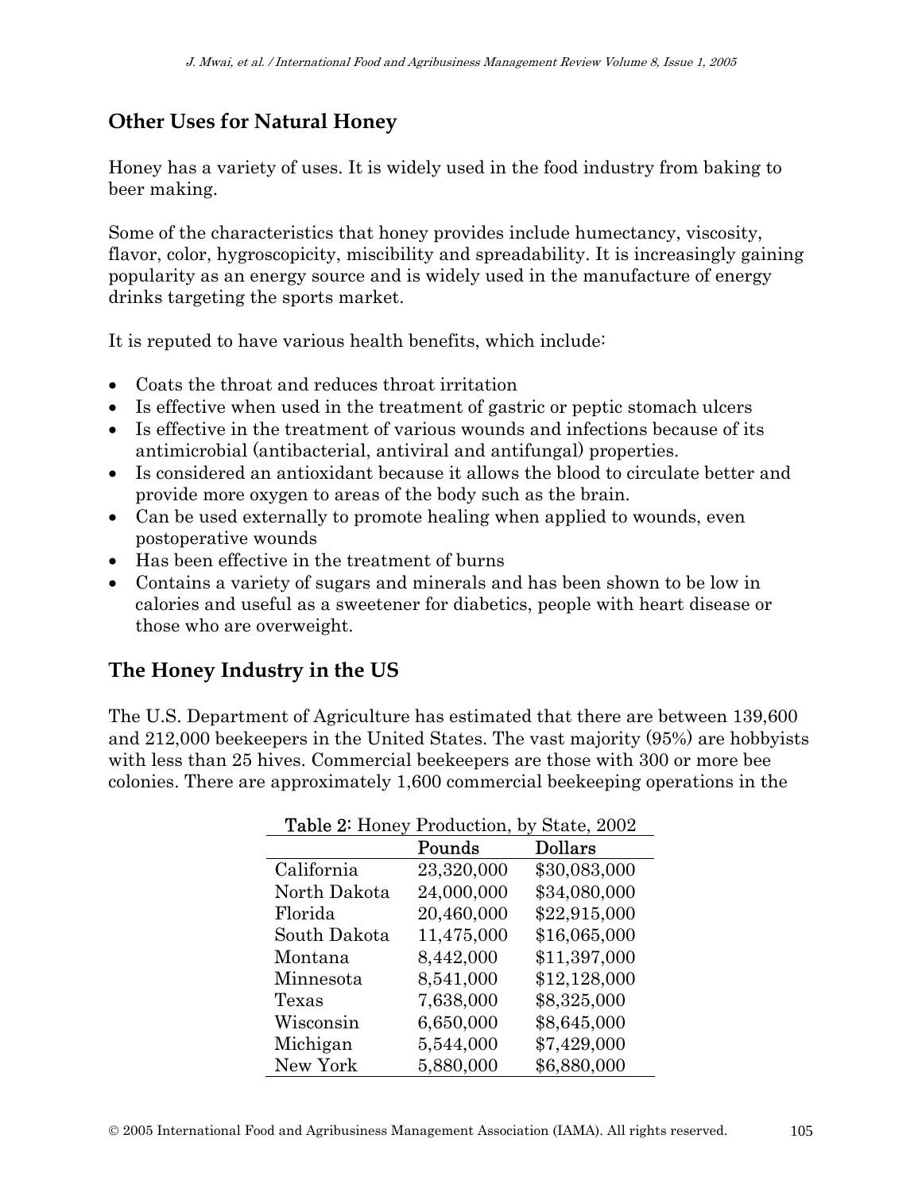## Other Uses for Natural Honey

Honey has a variety of uses. It is widely used in the food industry from baking to beer making.

Some of the characteristics that honey provides include humectancy, viscosity, flavor, color, hygroscopicity, miscibility and spreadability. It is increasingly gaining popularity as an energy source and is widely used in the manufacture of energy drinks targeting the sports market.

It is reputed to have various health benefits, which include:

- Coats the throat and reduces throat irritation
- Is effective when used in the treatment of gastric or peptic stomach ulcers
- Is effective in the treatment of various wounds and infections because of its antimicrobial (antibacterial, antiviral and antifungal) properties.
- Is considered an antioxidant because it allows the blood to circulate better and provide more oxygen to areas of the body such as the brain.
- Can be used externally to promote healing when applied to wounds, even postoperative wounds
- Has been effective in the treatment of burns
- Contains a variety of sugars and minerals and has been shown to be low in calories and useful as a sweetener for diabetics, people with heart disease or those who are overweight.

## The Honey Industry in the US

The U.S. Department of Agriculture has estimated that there are between 139,600 and 212,000 beekeepers in the United States. The vast majority (95%) are hobbyists with less than 25 hives. Commercial beekeepers are those with 300 or more bee colonies. There are approximately 1,600 commercial beekeeping operations in the

**Table 2:** Honey Production, by State, 2002

| | Pounds | Dollars |
|---|---|---|
| California | 23,320,000 | $30,083,000 |
| North Dakota | 24,000,000 | $34,080,000 |
| Florida | 20,460,000 | $22,915,000 |
| South Dakota | 11,475,000 | $16,065,000 |
| Montana | 8,442,000 | $11,397,000 |
| Minnesota | 8,541,000 | $12,128,000 |
| Texas | 7,638,000 | $8,325,000 |
| Wisconsin | 6,650,000 | $8,645,000 |
| Michigan | 5,544,000 | $7,429,000 |
| New York | 5,880,000 | $6,880,000 |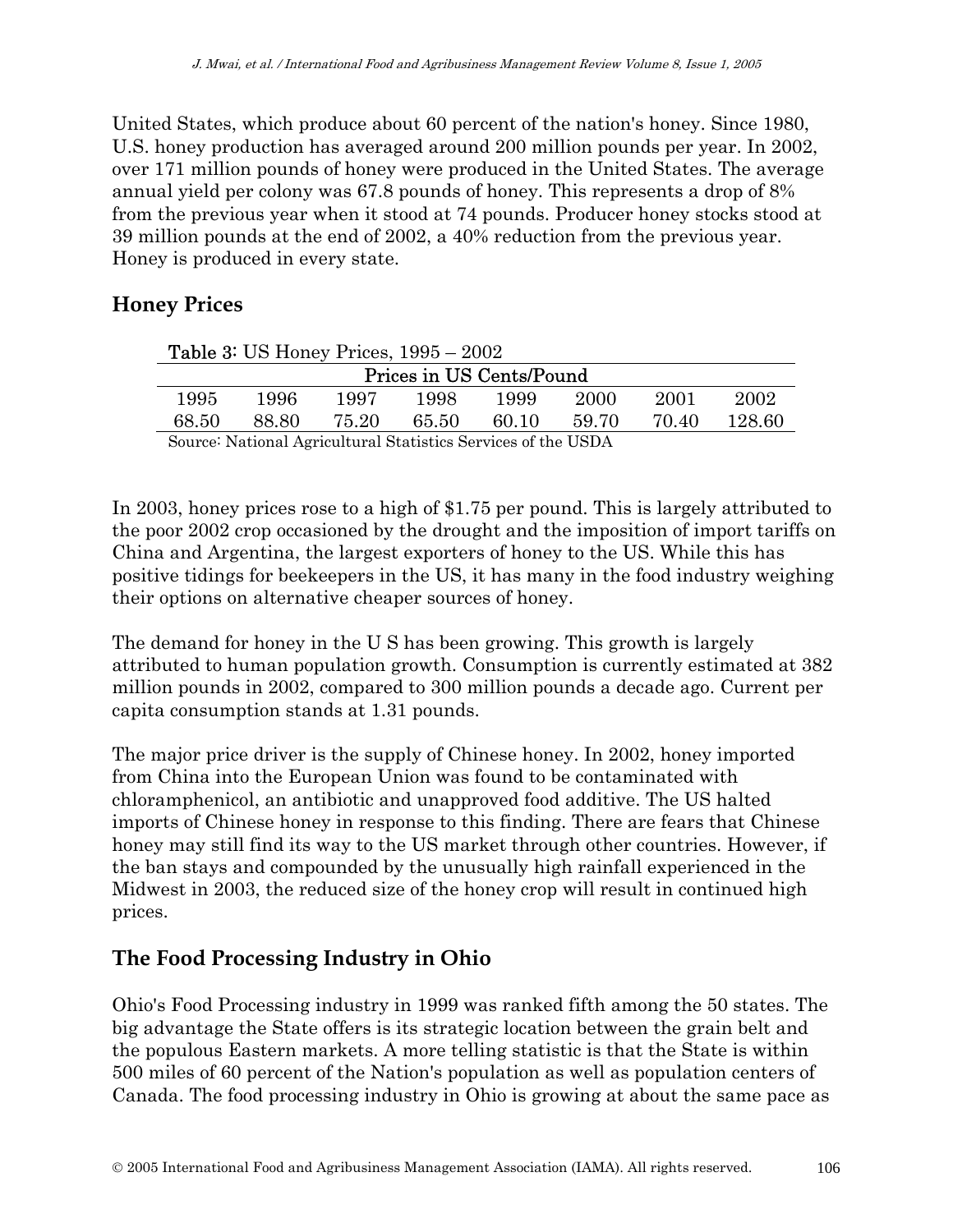United States, which produce about 60 percent of the nation's honey. Since 1980, U.S. honey production has averaged around 200 million pounds per year. In 2002, over 171 million pounds of honey were produced in the United States. The average annual yield per colony was 67.8 pounds of honey. This represents a drop of 8% from the previous year when it stood at 74 pounds. Producer honey stocks stood at 39 million pounds at the end of 2002, a 40% reduction from the previous year. Honey is produced in every state.

## Honey Prices

**Table 3:** US Honey Prices, 1995 – 2002

| Prices in US Cents/Pound | | | | | | | |
|---|---|---|---|---|---|---|---|
| 1995 | 1996 | 1997 | 1998 | 1999 | 2000 | 2001 | 2002 |
| 68.50 | 88.80 | 75.20 | 65.50 | 60.10 | 59.70 | 70.40 | 128.60 |

Source: National Agricultural Statistics Services of the USDA

In 2003, honey prices rose to a high of $1.75 per pound. This is largely attributed to the poor 2002 crop occasioned by the drought and the imposition of import tariffs on China and Argentina, the largest exporters of honey to the US. While this has positive tidings for beekeepers in the US, it has many in the food industry weighing their options on alternative cheaper sources of honey.

The demand for honey in the U S has been growing. This growth is largely attributed to human population growth. Consumption is currently estimated at 382 million pounds in 2002, compared to 300 million pounds a decade ago. Current per capita consumption stands at 1.31 pounds.

The major price driver is the supply of Chinese honey. In 2002, honey imported from China into the European Union was found to be contaminated with chloramphenicol, an antibiotic and unapproved food additive. The US halted imports of Chinese honey in response to this finding. There are fears that Chinese honey may still find its way to the US market through other countries. However, if the ban stays and compounded by the unusually high rainfall experienced in the Midwest in 2003, the reduced size of the honey crop will result in continued high prices.

## The Food Processing Industry in Ohio

Ohio's Food Processing industry in 1999 was ranked fifth among the 50 states. The big advantage the State offers is its strategic location between the grain belt and the populous Eastern markets. A more telling statistic is that the State is within 500 miles of 60 percent of the Nation's population as well as population centers of Canada. The food processing industry in Ohio is growing at about the same pace as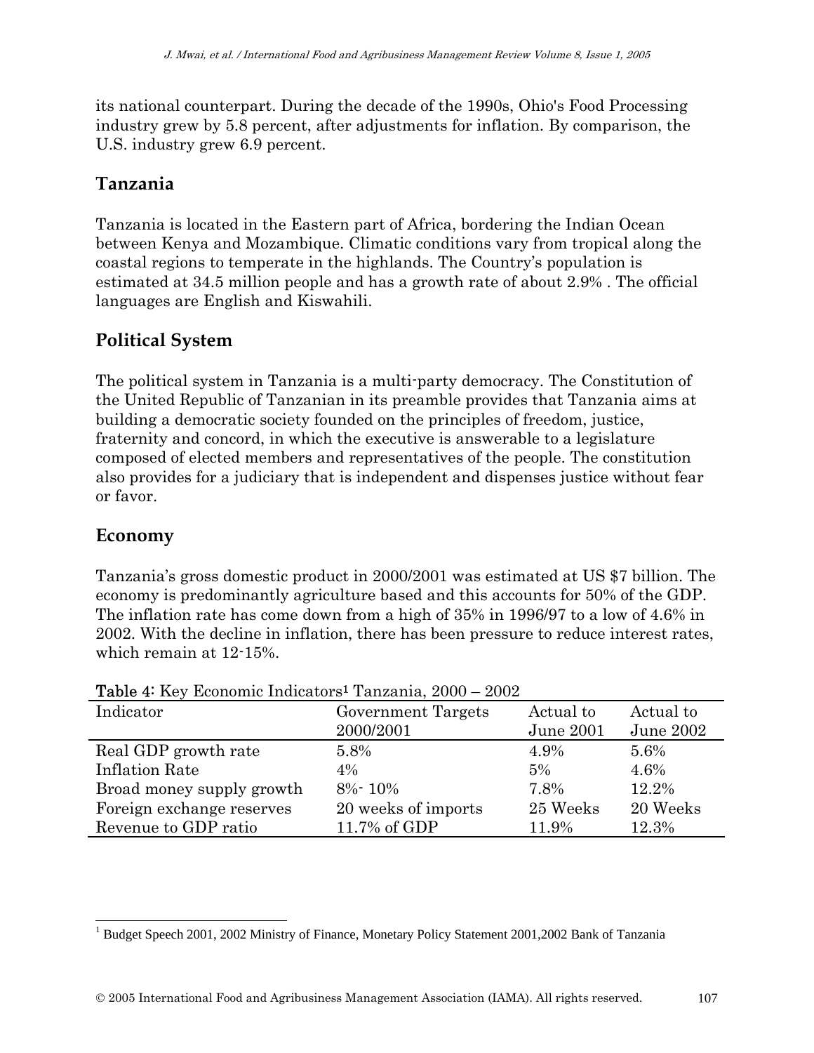its national counterpart. During the decade of the 1990s, Ohio's Food Processing industry grew by 5.8 percent, after adjustments for inflation. By comparison, the U.S. industry grew 6.9 percent.

## Tanzania

Tanzania is located in the Eastern part of Africa, bordering the Indian Ocean between Kenya and Mozambique. Climatic conditions vary from tropical along the coastal regions to temperate in the highlands. The Country's population is estimated at 34.5 million people and has a growth rate of about 2.9% . The official languages are English and Kiswahili.

## Political System

The political system in Tanzania is a multi-party democracy. The Constitution of the United Republic of Tanzanian in its preamble provides that Tanzania aims at building a democratic society founded on the principles of freedom, justice, fraternity and concord, in which the executive is answerable to a legislature composed of elected members and representatives of the people. The constitution also provides for a judiciary that is independent and dispenses justice without fear or favor.

## Economy

Tanzania's gross domestic product in 2000/2001 was estimated at US $7 billion. The economy is predominantly agriculture based and this accounts for 50% of the GDP. The inflation rate has come down from a high of 35% in 1996/97 to a low of 4.6% in 2002. With the decline in inflation, there has been pressure to reduce interest rates, which remain at 12-15%.

**Table 4:** Key Economic Indicators[1] Tanzania, 2000 – 2002

| Indicator | Government Targets 2000/2001 | Actual to June 2001 | Actual to June 2002 |
|---|---|---|---|
| Real GDP growth rate | 5.8% | 4.9% | 5.6% |
| Inflation Rate | 4% | 5% | 4.6% |
| Broad money supply growth | 8%- 10% | 7.8% | 12.2% |
| Foreign exchange reserves | 20 weeks of imports | 25 Weeks | 20 Weeks |
| Revenue to GDP ratio | 11.7% of GDP | 11.9% | 12.3% |

[1] Budget Speech 2001, 2002 Ministry of Finance, Monetary Policy Statement 2001,2002 Bank of Tanzania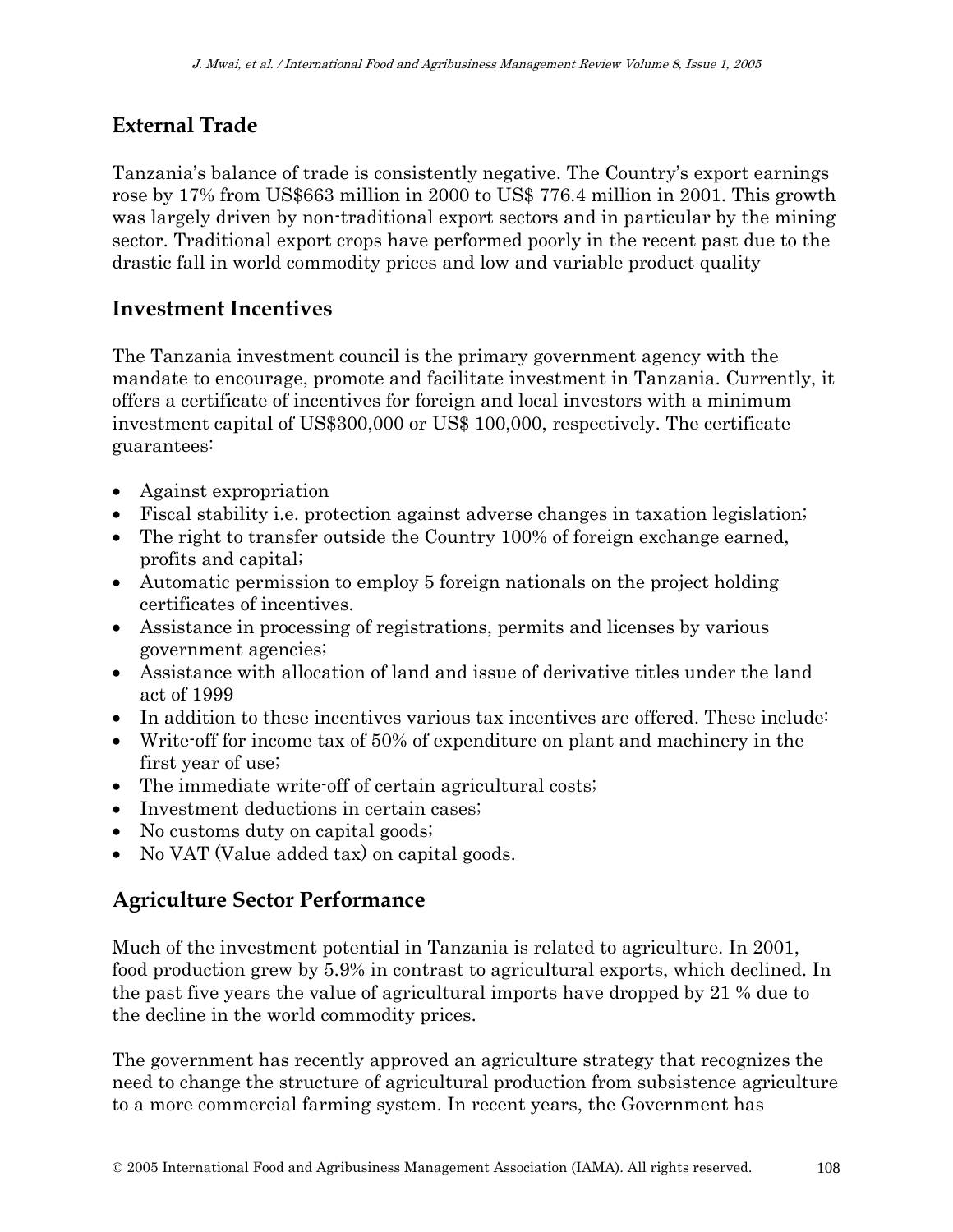## External Trade

Tanzania's balance of trade is consistently negative. The Country's export earnings rose by 17% from US$663 million in 2000 to US$ 776.4 million in 2001. This growth was largely driven by non-traditional export sectors and in particular by the mining sector. Traditional export crops have performed poorly in the recent past due to the drastic fall in world commodity prices and low and variable product quality

## Investment Incentives

The Tanzania investment council is the primary government agency with the mandate to encourage, promote and facilitate investment in Tanzania. Currently, it offers a certificate of incentives for foreign and local investors with a minimum investment capital of US$300,000 or US$ 100,000, respectively. The certificate guarantees:

- Against expropriation
- Fiscal stability i.e. protection against adverse changes in taxation legislation;
- The right to transfer outside the Country 100% of foreign exchange earned, profits and capital;
- Automatic permission to employ 5 foreign nationals on the project holding certificates of incentives.
- Assistance in processing of registrations, permits and licenses by various government agencies;
- Assistance with allocation of land and issue of derivative titles under the land act of 1999
- In addition to these incentives various tax incentives are offered. These include:
- Write-off for income tax of 50% of expenditure on plant and machinery in the first year of use;
- The immediate write-off of certain agricultural costs;
- Investment deductions in certain cases;
- No customs duty on capital goods;
- No VAT (Value added tax) on capital goods.

## Agriculture Sector Performance

Much of the investment potential in Tanzania is related to agriculture. In 2001, food production grew by 5.9% in contrast to agricultural exports, which declined. In the past five years the value of agricultural imports have dropped by 21 % due to the decline in the world commodity prices.

The government has recently approved an agriculture strategy that recognizes the need to change the structure of agricultural production from subsistence agriculture to a more commercial farming system. In recent years, the Government has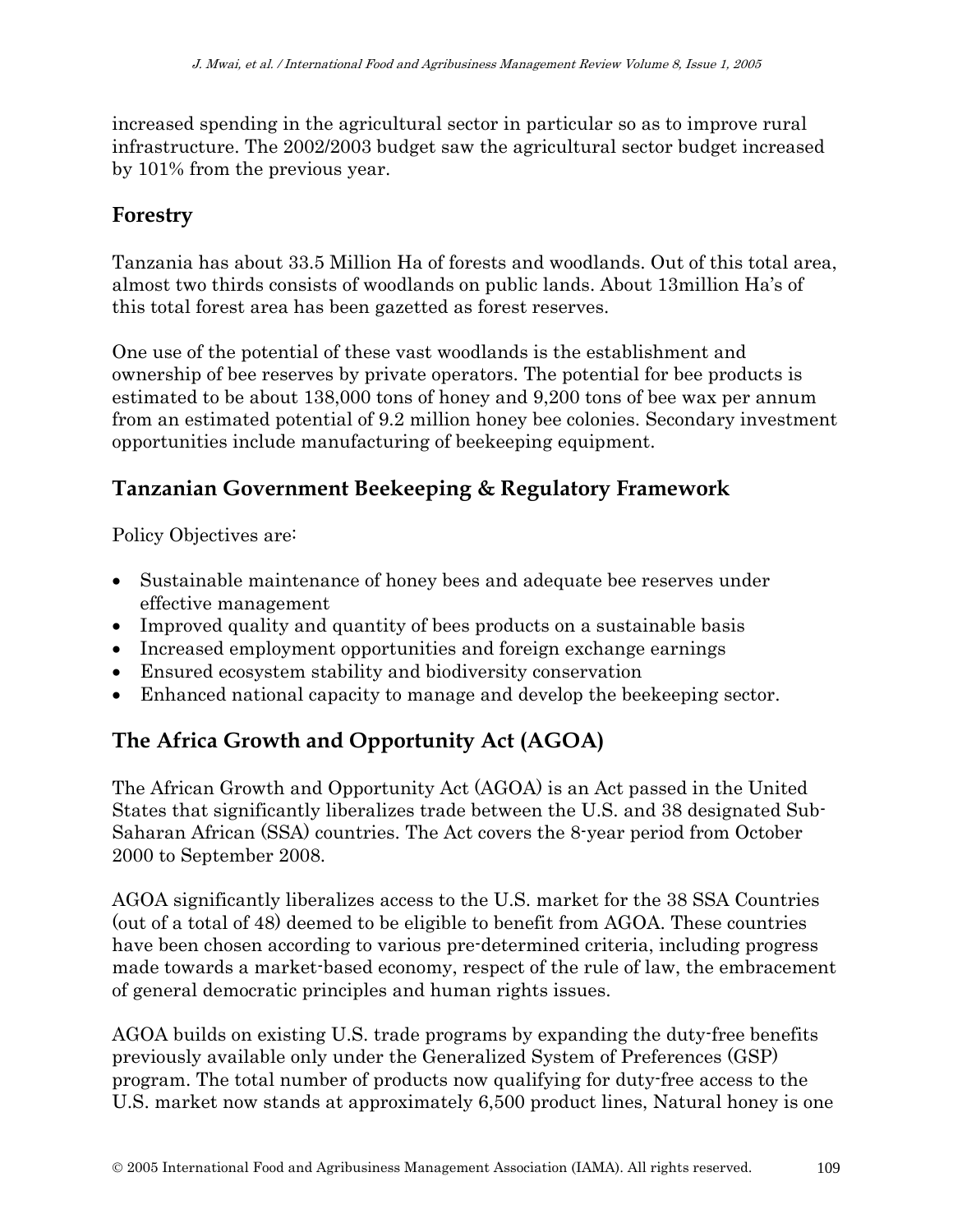increased spending in the agricultural sector in particular so as to improve rural infrastructure. The 2002/2003 budget saw the agricultural sector budget increased by 101% from the previous year.

## Forestry

Tanzania has about 33.5 Million Ha of forests and woodlands. Out of this total area, almost two thirds consists of woodlands on public lands. About 13million Ha's of this total forest area has been gazetted as forest reserves.

One use of the potential of these vast woodlands is the establishment and ownership of bee reserves by private operators. The potential for bee products is estimated to be about 138,000 tons of honey and 9,200 tons of bee wax per annum from an estimated potential of 9.2 million honey bee colonies. Secondary investment opportunities include manufacturing of beekeeping equipment.

## Tanzanian Government Beekeeping & Regulatory Framework

Policy Objectives are:

- Sustainable maintenance of honey bees and adequate bee reserves under effective management
- Improved quality and quantity of bees products on a sustainable basis
- Increased employment opportunities and foreign exchange earnings
- Ensured ecosystem stability and biodiversity conservation
- Enhanced national capacity to manage and develop the beekeeping sector.

## The Africa Growth and Opportunity Act (AGOA)

The African Growth and Opportunity Act (AGOA) is an Act passed in the United States that significantly liberalizes trade between the U.S. and 38 designated Sub-Saharan African (SSA) countries. The Act covers the 8-year period from October 2000 to September 2008.

AGOA significantly liberalizes access to the U.S. market for the 38 SSA Countries (out of a total of 48) deemed to be eligible to benefit from AGOA. These countries have been chosen according to various pre-determined criteria, including progress made towards a market-based economy, respect of the rule of law, the embracement of general democratic principles and human rights issues.

AGOA builds on existing U.S. trade programs by expanding the duty-free benefits previously available only under the Generalized System of Preferences (GSP) program. The total number of products now qualifying for duty-free access to the U.S. market now stands at approximately 6,500 product lines, Natural honey is one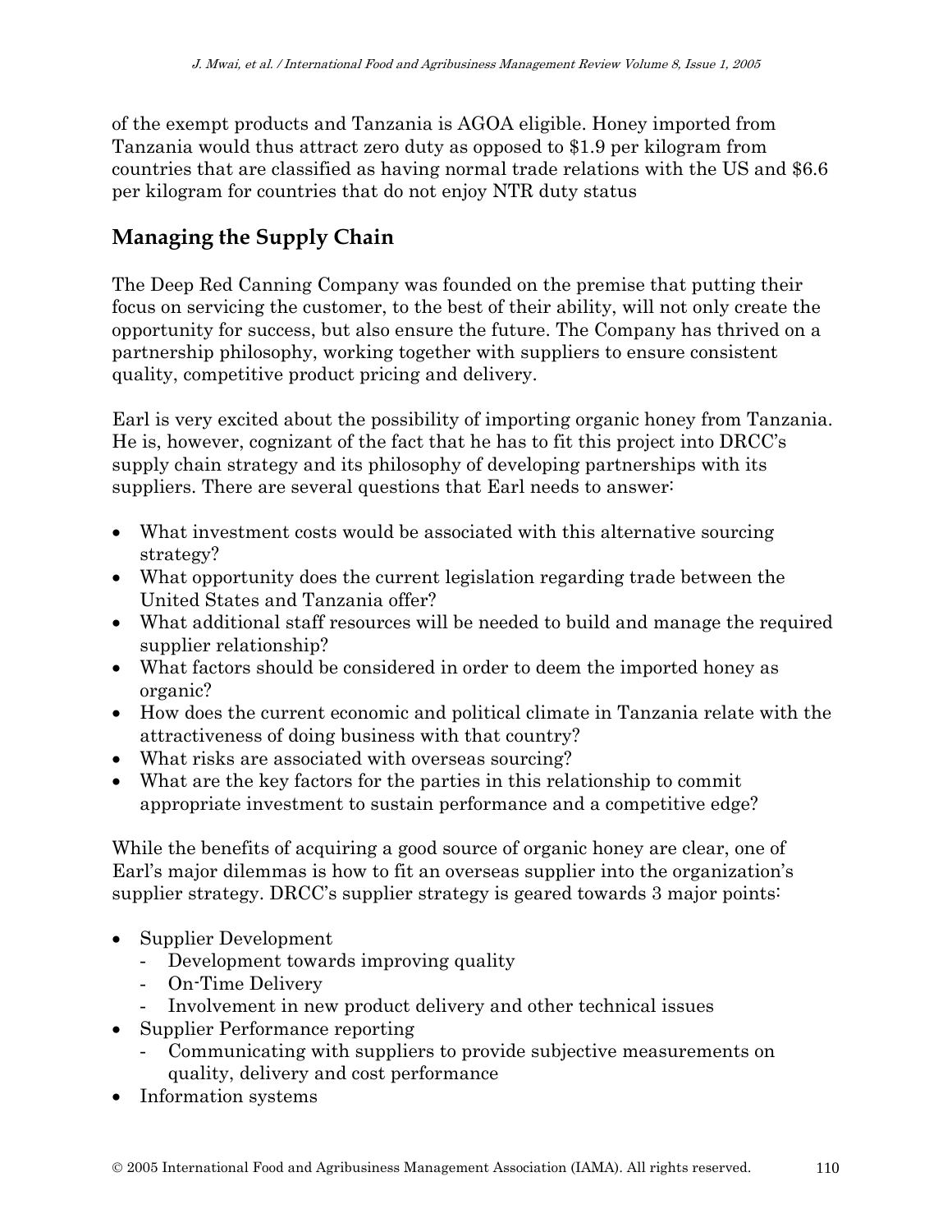of the exempt products and Tanzania is AGOA eligible. Honey imported from Tanzania would thus attract zero duty as opposed to $1.9 per kilogram from countries that are classified as having normal trade relations with the US and $6.6 per kilogram for countries that do not enjoy NTR duty status

## Managing the Supply Chain

The Deep Red Canning Company was founded on the premise that putting their focus on servicing the customer, to the best of their ability, will not only create the opportunity for success, but also ensure the future. The Company has thrived on a partnership philosophy, working together with suppliers to ensure consistent quality, competitive product pricing and delivery.

Earl is very excited about the possibility of importing organic honey from Tanzania. He is, however, cognizant of the fact that he has to fit this project into DRCC's supply chain strategy and its philosophy of developing partnerships with its suppliers. There are several questions that Earl needs to answer:

- What investment costs would be associated with this alternative sourcing strategy?
- What opportunity does the current legislation regarding trade between the United States and Tanzania offer?
- What additional staff resources will be needed to build and manage the required supplier relationship?
- What factors should be considered in order to deem the imported honey as organic?
- How does the current economic and political climate in Tanzania relate with the attractiveness of doing business with that country?
- What risks are associated with overseas sourcing?
- What are the key factors for the parties in this relationship to commit appropriate investment to sustain performance and a competitive edge?

While the benefits of acquiring a good source of organic honey are clear, one of Earl's major dilemmas is how to fit an overseas supplier into the organization's supplier strategy. DRCC's supplier strategy is geared towards 3 major points:

- Supplier Development
  - Development towards improving quality
  - On-Time Delivery
  - Involvement in new product delivery and other technical issues
- Supplier Performance reporting
  - Communicating with suppliers to provide subjective measurements on quality, delivery and cost performance
- Information systems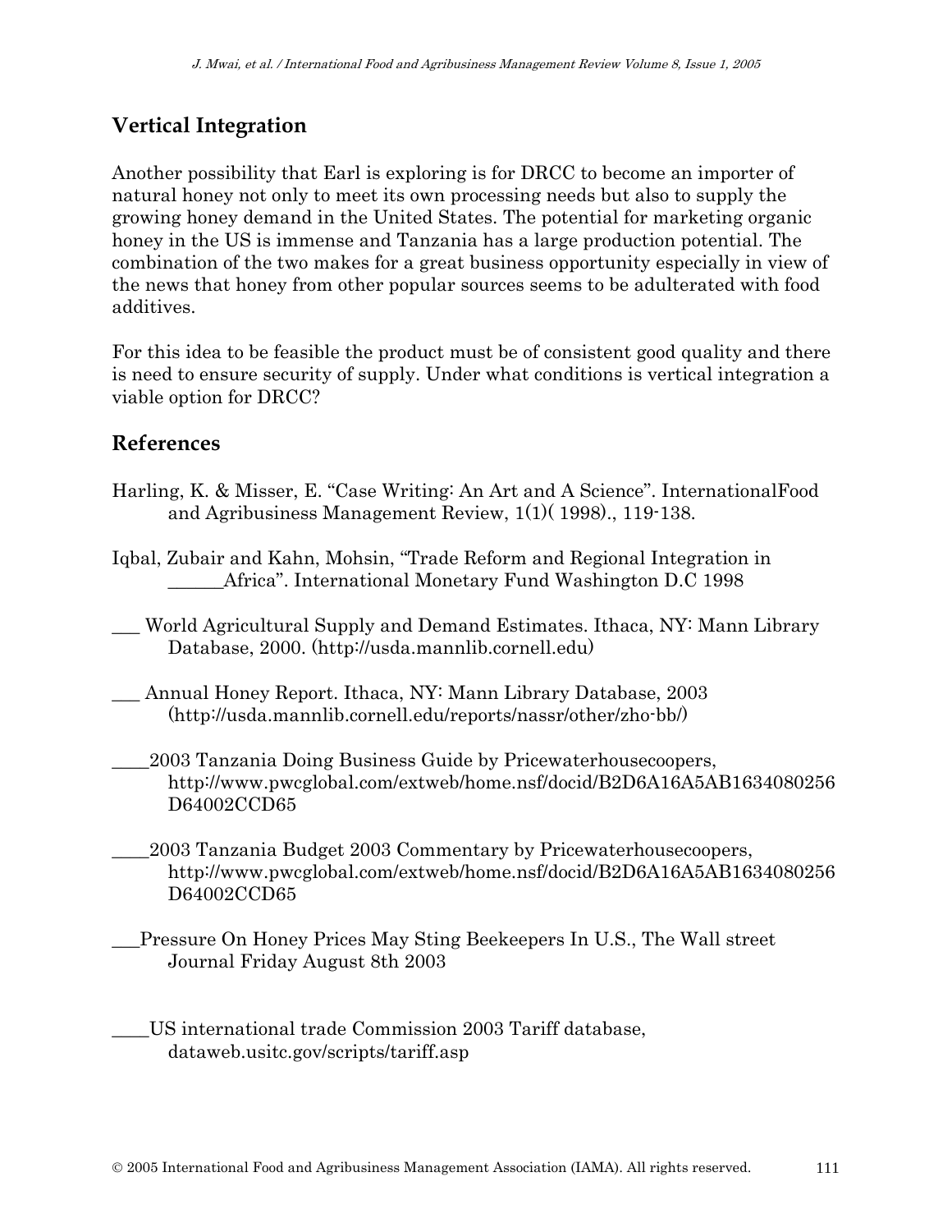## Vertical Integration

Another possibility that Earl is exploring is for DRCC to become an importer of natural honey not only to meet its own processing needs but also to supply the growing honey demand in the United States. The potential for marketing organic honey in the US is immense and Tanzania has a large production potential. The combination of the two makes for a great business opportunity especially in view of the news that honey from other popular sources seems to be adulterated with food additives.

For this idea to be feasible the product must be of consistent good quality and there is need to ensure security of supply. Under what conditions is vertical integration a viable option for DRCC?

## References

Harling, K. & Misser, E. "Case Writing: An Art and A Science". InternationalFood and Agribusiness Management Review, 1(1)( 1998)., 119-138.

Iqbal, Zubair and Kahn, Mohsin, "Trade Reform and Regional Integration in ______Africa". International Monetary Fund Washington D.C 1998

___ World Agricultural Supply and Demand Estimates. Ithaca, NY: Mann Library Database, 2000. (http://usda.mannlib.cornell.edu)

___ Annual Honey Report. Ithaca, NY: Mann Library Database, 2003 (http://usda.mannlib.cornell.edu/reports/nassr/other/zho-bb/)

____2003 Tanzania Doing Business Guide by Pricewaterhousecoopers, http://www.pwcglobal.com/extweb/home.nsf/docid/B2D6A16A5AB1634080256D64002CCD65

____2003 Tanzania Budget 2003 Commentary by Pricewaterhousecoopers, http://www.pwcglobal.com/extweb/home.nsf/docid/B2D6A16A5AB1634080256D64002CCD65

___Pressure On Honey Prices May Sting Beekeepers In U.S., The Wall street Journal Friday August 8th 2003

____US international trade Commission 2003 Tariff database, dataweb.usitc.gov/scripts/tariff.asp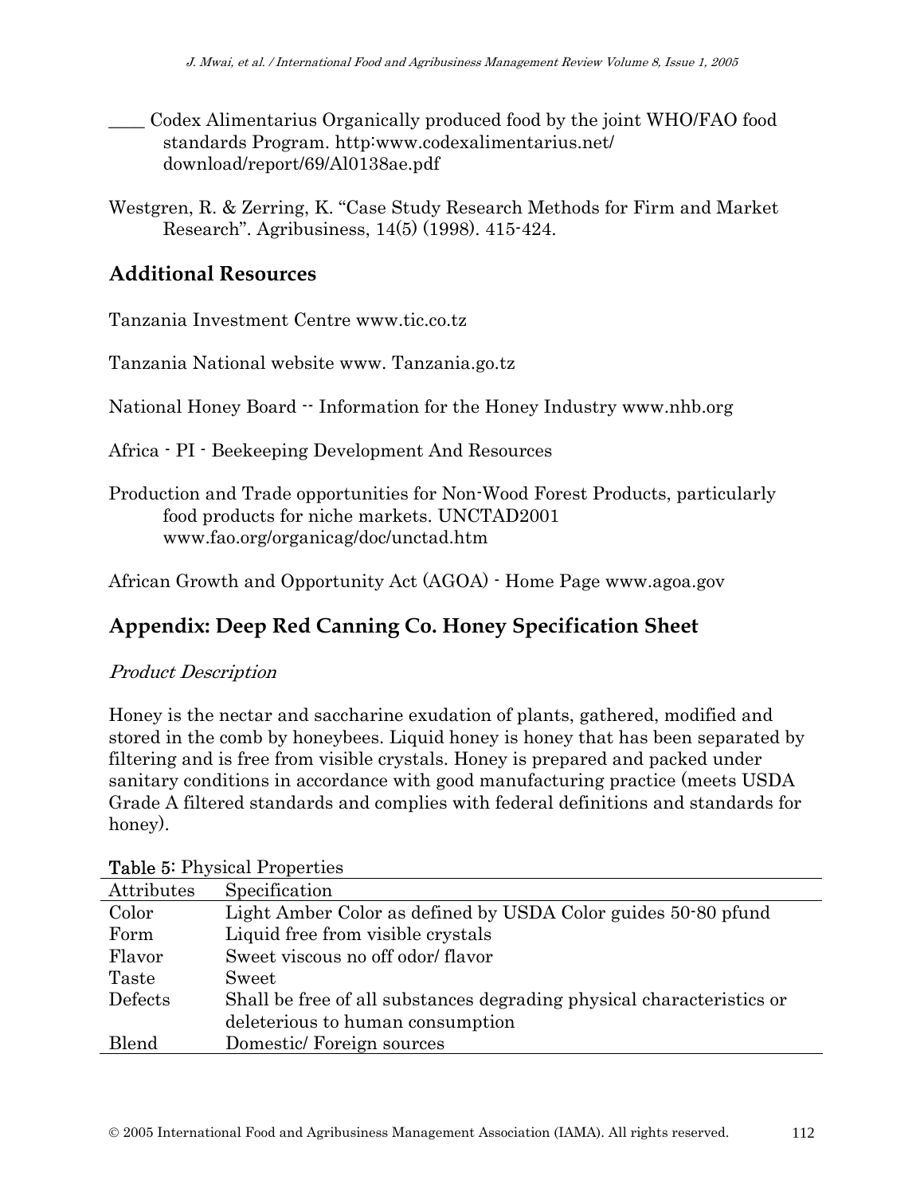____ Codex Alimentarius Organically produced food by the joint WHO/FAO food standards Program. http:www.codexalimentarius.net/ download/report/69/Al0138ae.pdf

Westgren, R. & Zerring, K. "Case Study Research Methods for Firm and Market Research". Agribusiness, 14(5) (1998). 415-424.

## Additional Resources

Tanzania Investment Centre www.tic.co.tz

Tanzania National website www. Tanzania.go.tz

National Honey Board -- Information for the Honey Industry www.nhb.org

Africa - PI - Beekeeping Development And Resources

Production and Trade opportunities for Non-Wood Forest Products, particularly food products for niche markets. UNCTAD2001 www.fao.org/organicag/doc/unctad.htm

African Growth and Opportunity Act (AGOA) - Home Page www.agoa.gov

## Appendix: Deep Red Canning Co. Honey Specification Sheet

*Product Description*

Honey is the nectar and saccharine exudation of plants, gathered, modified and stored in the comb by honeybees. Liquid honey is honey that has been separated by filtering and is free from visible crystals. Honey is prepared and packed under sanitary conditions in accordance with good manufacturing practice (meets USDA Grade A filtered standards and complies with federal definitions and standards for honey).

**Table 5**: Physical Properties

| Attributes | Specification |
|---|---|
| Color | Light Amber Color as defined by USDA Color guides 50-80 pfund |
| Form | Liquid free from visible crystals |
| Flavor | Sweet viscous no off odor/ flavor |
| Taste | Sweet |
| Defects | Shall be free of all substances degrading physical characteristics or deleterious to human consumption |
| Blend | Domestic/ Foreign sources |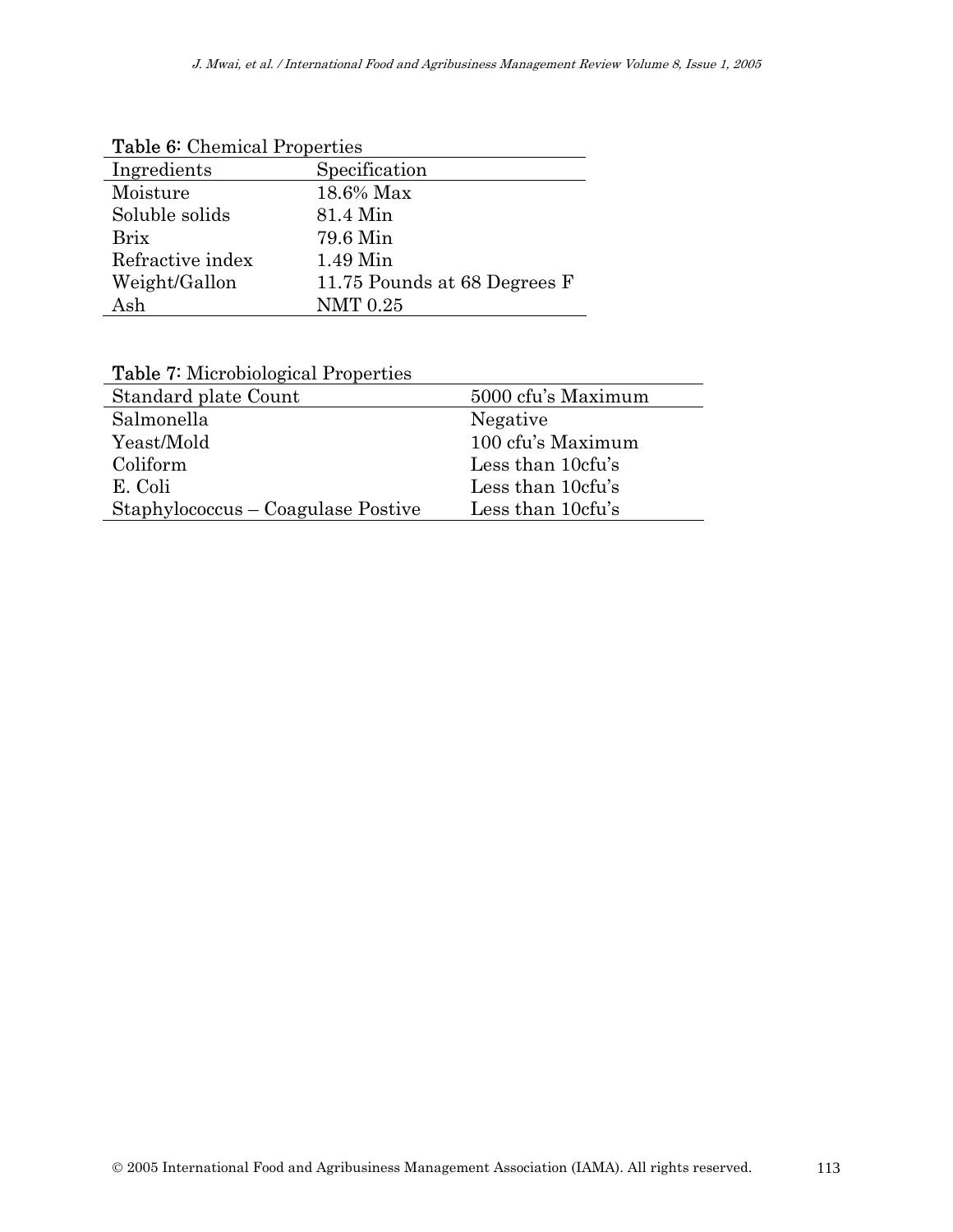**Table 6**: Chemical Properties

| Ingredients | Specification |
|---|---|
| Moisture | 18.6% Max |
| Soluble solids | 81.4 Min |
| Brix | 79.6 Min |
| Refractive index | 1.49 Min |
| Weight/Gallon | 11.75 Pounds at 68 Degrees F |
| Ash | NMT 0.25 |

**Table 7**: Microbiological Properties

| Standard plate Count | 5000 cfu's Maximum |
|---|---|
| Salmonella | Negative |
| Yeast/Mold | 100 cfu's Maximum |
| Coliform | Less than 10cfu's |
| E. Coli | Less than 10cfu's |
| Staphylococcus – Coagulase Postive | Less than 10cfu's |